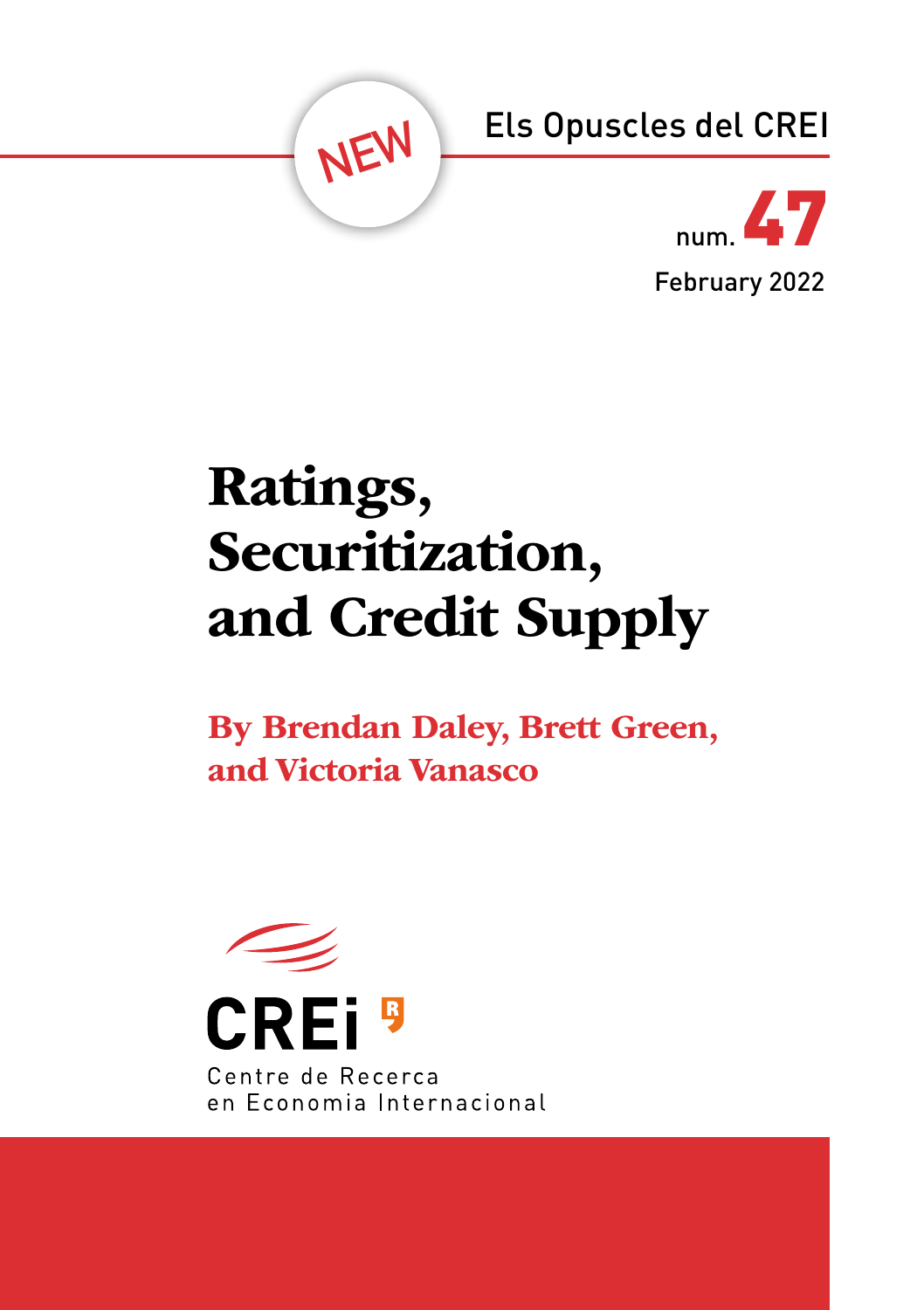NEW

Els Opuscles del CREI

num. 47

February 2022

# Ratings, Securitization, and Credit Supply

**By Brendan Daley, Brett Green, and Victoria Vanasco**

CREi

Centre de Recerca en Economia Internacional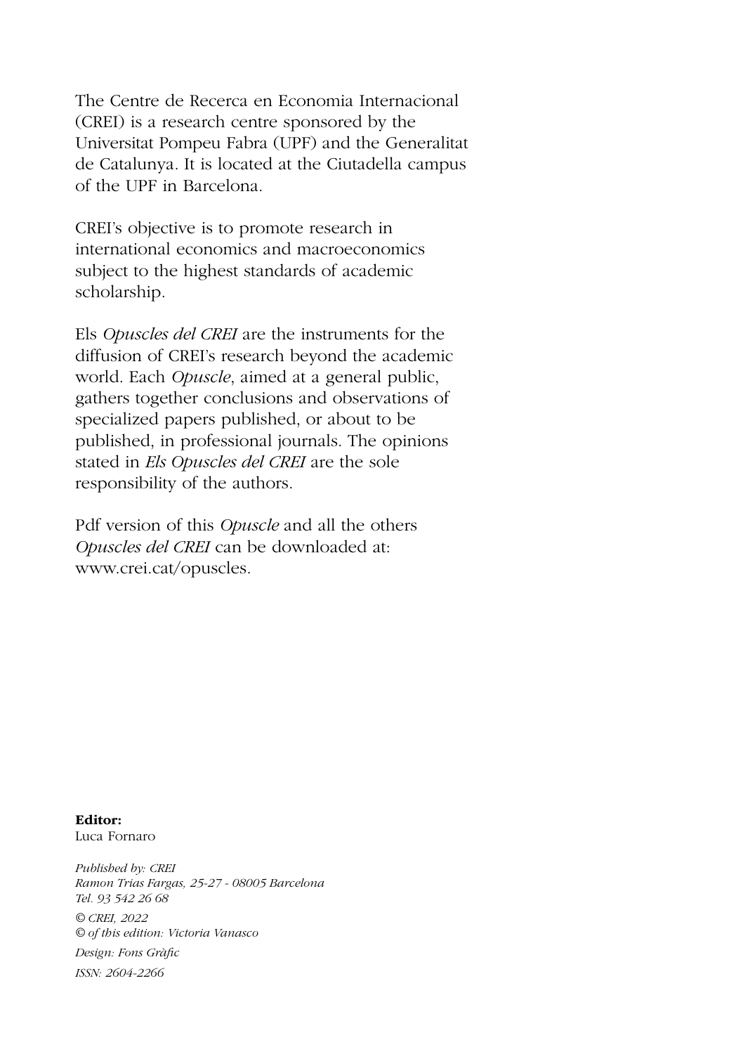The Centre de Recerca en Economia Internacional (CREI) is a research centre sponsored by the Universitat Pompeu Fabra (UPF) and the Generalitat de Catalunya. It is located at the Ciutadella campus of the UPF in Barcelona.

CREI's objective is to promote research in international economics and macroeconomics subject to the highest standards of academic scholarship.

Els *Opuscles del CREI* are the instruments for the diffusion of CREI's research beyond the academic world. Each *Opuscle*, aimed at a general public, gathers together conclusions and observations of specialized papers published, or about to be published, in professional journals. The opinions stated in *Els Opuscles del CREI* are the sole responsibility of the authors.

Pdf version of this *Opuscle* and all the others *Opuscles del CREI* can be downloaded at: www.crei.cat/opuscles.

**Editor:**
Luca Fornaro

*Published by: CREI*
*Ramon Trias Fargas, 25-27 - 08005 Barcelona*
*Tel. 93 542 26 68*

*© CREI, 2022*
*© of this edition: Victoria Vanasco*

*Design: Fons Gràfic*

*ISSN: 2604-2266*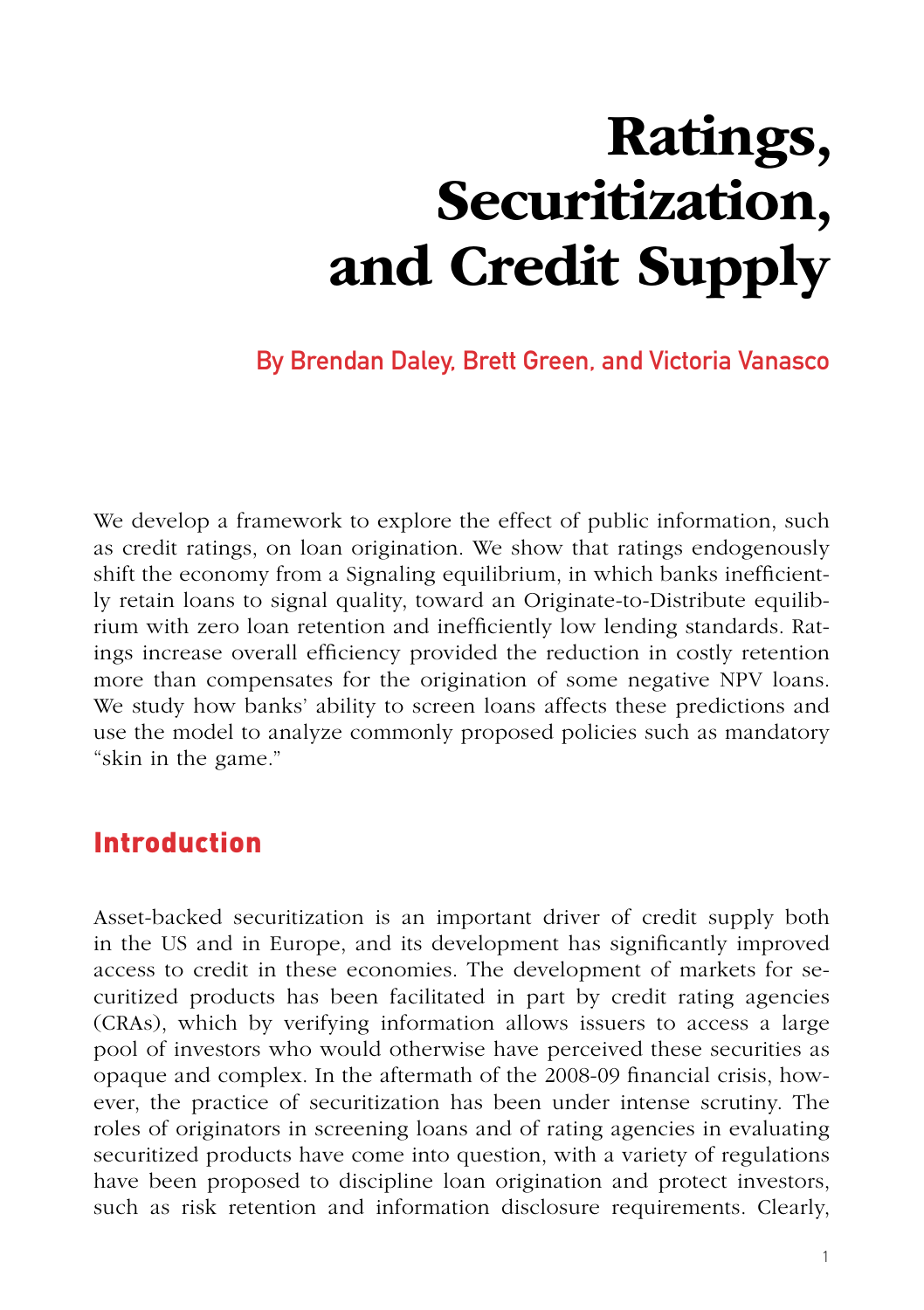# Ratings, Securitization, and Credit Supply

**By Brendan Daley, Brett Green, and Victoria Vanasco**

We develop a framework to explore the effect of public information, such as credit ratings, on loan origination. We show that ratings endogenously shift the economy from a Signaling equilibrium, in which banks inefficiently retain loans to signal quality, toward an Originate-to-Distribute equilibrium with zero loan retention and inefficiently low lending standards. Ratings increase overall efficiency provided the reduction in costly retention more than compensates for the origination of some negative NPV loans. We study how banks' ability to screen loans affects these predictions and use the model to analyze commonly proposed policies such as mandatory "skin in the game."

## Introduction

Asset-backed securitization is an important driver of credit supply both in the US and in Europe, and its development has significantly improved access to credit in these economies. The development of markets for securitized products has been facilitated in part by credit rating agencies (CRAs), which by verifying information allows issuers to access a large pool of investors who would otherwise have perceived these securities as opaque and complex. In the aftermath of the 2008-09 financial crisis, however, the practice of securitization has been under intense scrutiny. The roles of originators in screening loans and of rating agencies in evaluating securitized products have come into question, with a variety of regulations have been proposed to discipline loan origination and protect investors, such as risk retention and information disclosure requirements. Clearly,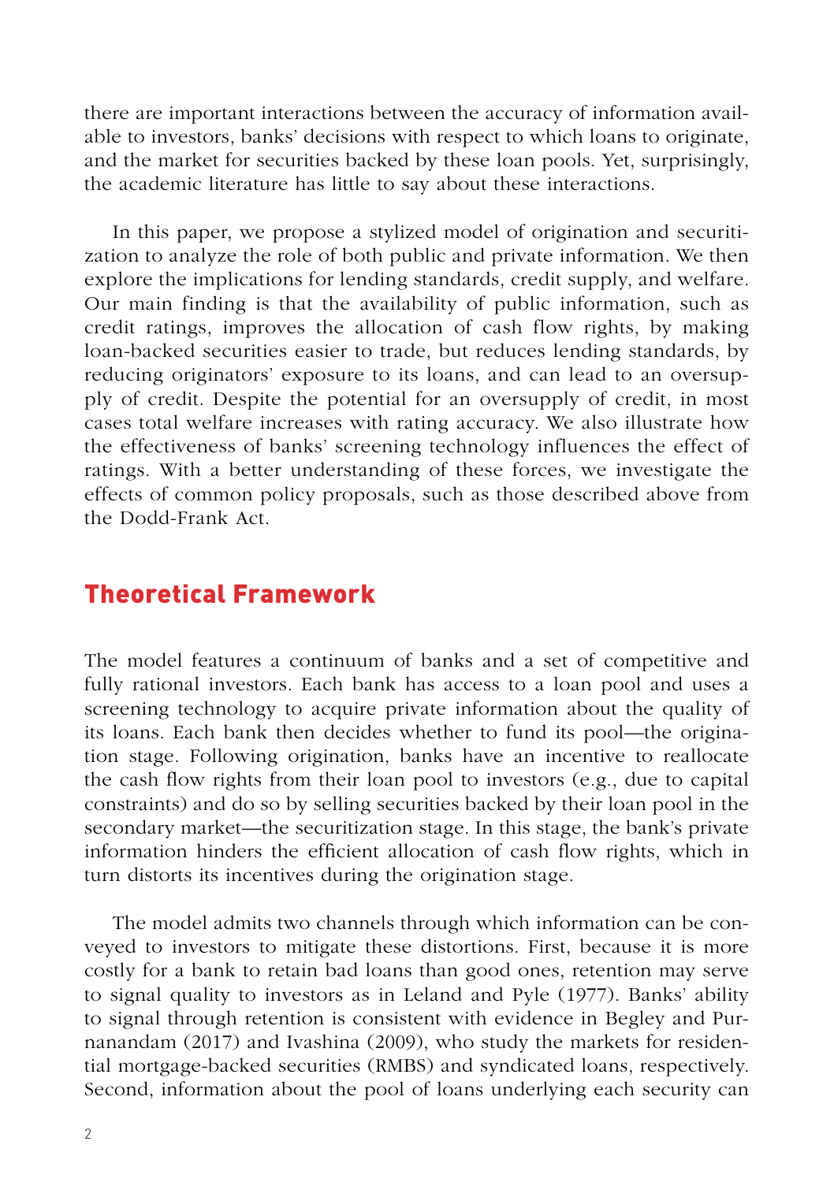there are important interactions between the accuracy of information available to investors, banks' decisions with respect to which loans to originate, and the market for securities backed by these loan pools. Yet, surprisingly, the academic literature has little to say about these interactions.

In this paper, we propose a stylized model of origination and securitization to analyze the role of both public and private information. We then explore the implications for lending standards, credit supply, and welfare. Our main finding is that the availability of public information, such as credit ratings, improves the allocation of cash flow rights, by making loan-backed securities easier to trade, but reduces lending standards, by reducing originators' exposure to its loans, and can lead to an oversupply of credit. Despite the potential for an oversupply of credit, in most cases total welfare increases with rating accuracy. We also illustrate how the effectiveness of banks' screening technology influences the effect of ratings. With a better understanding of these forces, we investigate the effects of common policy proposals, such as those described above from the Dodd-Frank Act.

## Theoretical Framework

The model features a continuum of banks and a set of competitive and fully rational investors. Each bank has access to a loan pool and uses a screening technology to acquire private information about the quality of its loans. Each bank then decides whether to fund its pool—the origination stage. Following origination, banks have an incentive to reallocate the cash flow rights from their loan pool to investors (e.g., due to capital constraints) and do so by selling securities backed by their loan pool in the secondary market—the securitization stage. In this stage, the bank's private information hinders the efficient allocation of cash flow rights, which in turn distorts its incentives during the origination stage.

The model admits two channels through which information can be conveyed to investors to mitigate these distortions. First, because it is more costly for a bank to retain bad loans than good ones, retention may serve to signal quality to investors as in Leland and Pyle (1977). Banks' ability to signal through retention is consistent with evidence in Begley and Purnanandam (2017) and Ivashina (2009), who study the markets for residential mortgage-backed securities (RMBS) and syndicated loans, respectively. Second, information about the pool of loans underlying each security can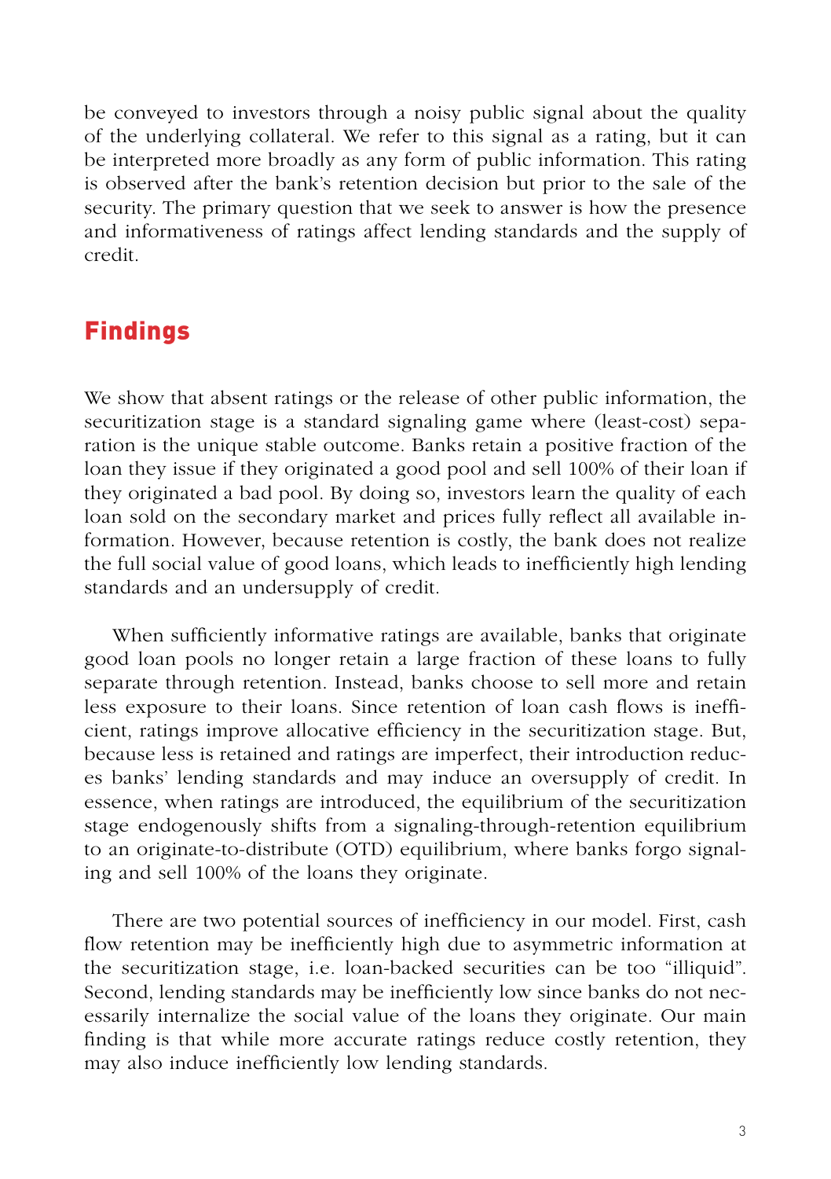be conveyed to investors through a noisy public signal about the quality of the underlying collateral. We refer to this signal as a rating, but it can be interpreted more broadly as any form of public information. This rating is observed after the bank's retention decision but prior to the sale of the security. The primary question that we seek to answer is how the presence and informativeness of ratings affect lending standards and the supply of credit.

## Findings

We show that absent ratings or the release of other public information, the securitization stage is a standard signaling game where (least-cost) separation is the unique stable outcome. Banks retain a positive fraction of the loan they issue if they originated a good pool and sell 100% of their loan if they originated a bad pool. By doing so, investors learn the quality of each loan sold on the secondary market and prices fully reflect all available information. However, because retention is costly, the bank does not realize the full social value of good loans, which leads to inefficiently high lending standards and an undersupply of credit.

When sufficiently informative ratings are available, banks that originate good loan pools no longer retain a large fraction of these loans to fully separate through retention. Instead, banks choose to sell more and retain less exposure to their loans. Since retention of loan cash flows is inefficient, ratings improve allocative efficiency in the securitization stage. But, because less is retained and ratings are imperfect, their introduction reduces banks' lending standards and may induce an oversupply of credit. In essence, when ratings are introduced, the equilibrium of the securitization stage endogenously shifts from a signaling-through-retention equilibrium to an originate-to-distribute (OTD) equilibrium, where banks forgo signaling and sell 100% of the loans they originate.

There are two potential sources of inefficiency in our model. First, cash flow retention may be inefficiently high due to asymmetric information at the securitization stage, i.e. loan-backed securities can be too "illiquid". Second, lending standards may be inefficiently low since banks do not necessarily internalize the social value of the loans they originate. Our main finding is that while more accurate ratings reduce costly retention, they may also induce inefficiently low lending standards.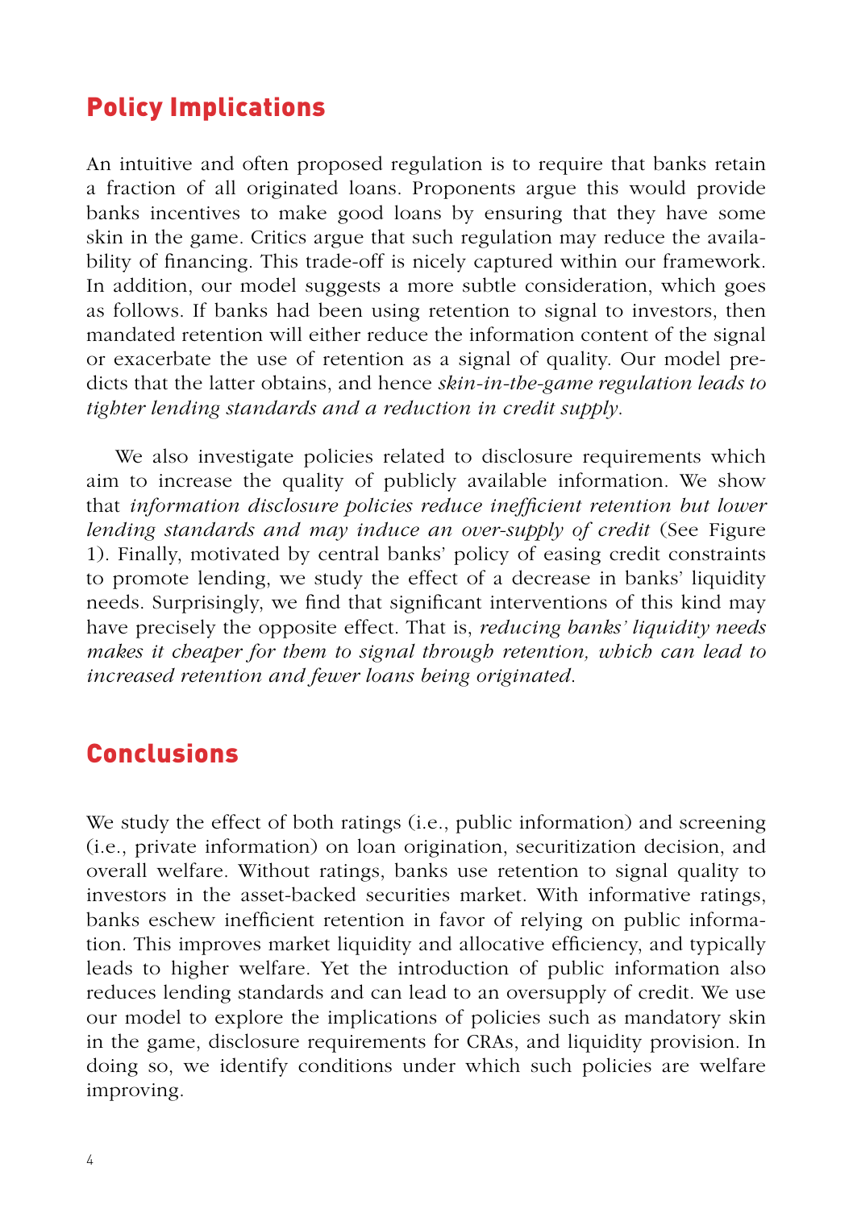## Policy Implications

An intuitive and often proposed regulation is to require that banks retain a fraction of all originated loans. Proponents argue this would provide banks incentives to make good loans by ensuring that they have some skin in the game. Critics argue that such regulation may reduce the availability of financing. This trade-off is nicely captured within our framework. In addition, our model suggests a more subtle consideration, which goes as follows. If banks had been using retention to signal to investors, then mandated retention will either reduce the information content of the signal or exacerbate the use of retention as a signal of quality. Our model predicts that the latter obtains, and hence *skin-in-the-game regulation leads to tighter lending standards and a reduction in credit supply*.

We also investigate policies related to disclosure requirements which aim to increase the quality of publicly available information. We show that *information disclosure policies reduce inefficient retention but lower lending standards and may induce an over-supply of credit* (See Figure 1). Finally, motivated by central banks' policy of easing credit constraints to promote lending, we study the effect of a decrease in banks' liquidity needs. Surprisingly, we find that significant interventions of this kind may have precisely the opposite effect. That is, *reducing banks' liquidity needs makes it cheaper for them to signal through retention, which can lead to increased retention and fewer loans being originated*.

## Conclusions

We study the effect of both ratings (i.e., public information) and screening (i.e., private information) on loan origination, securitization decision, and overall welfare. Without ratings, banks use retention to signal quality to investors in the asset-backed securities market. With informative ratings, banks eschew inefficient retention in favor of relying on public information. This improves market liquidity and allocative efficiency, and typically leads to higher welfare. Yet the introduction of public information also reduces lending standards and can lead to an oversupply of credit. We use our model to explore the implications of policies such as mandatory skin in the game, disclosure requirements for CRAs, and liquidity provision. In doing so, we identify conditions under which such policies are welfare improving.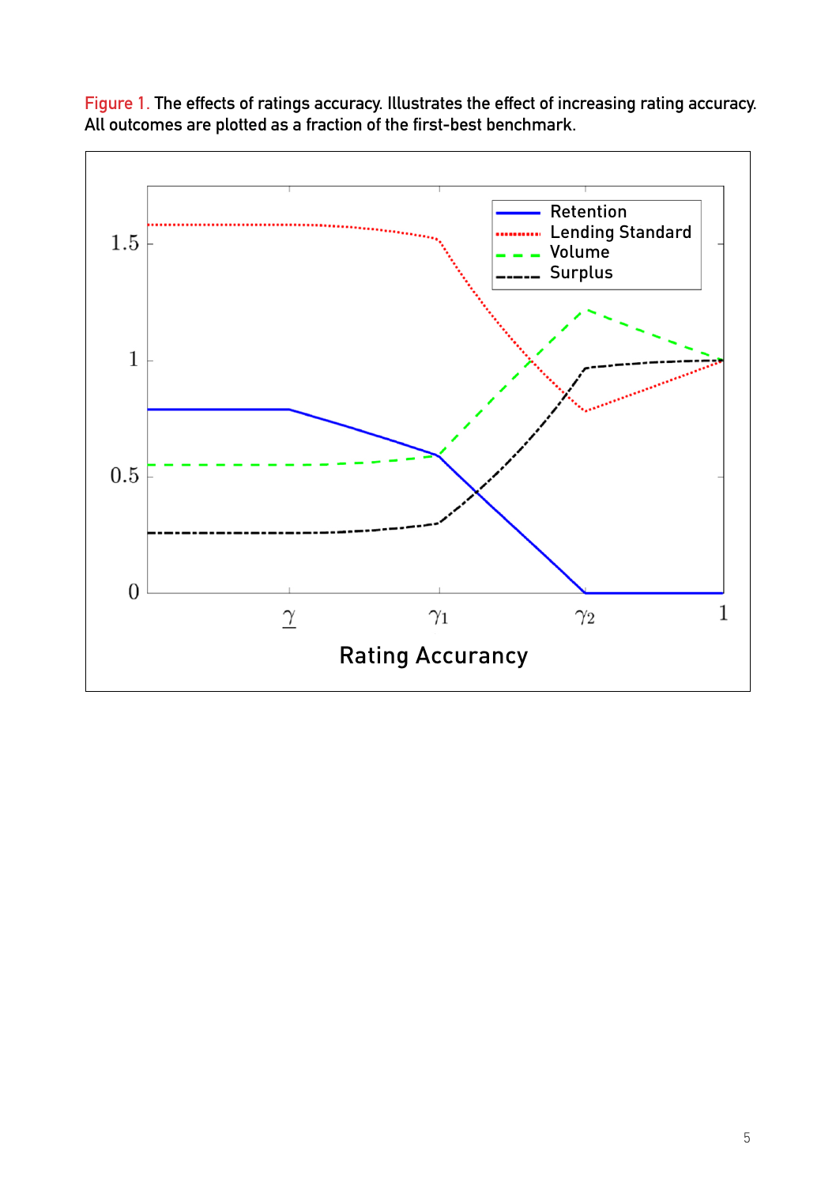Figure 1. The effects of ratings accuracy. Illustrates the effect of increasing rating accuracy. All outcomes are plotted as a fraction of the first-best benchmark.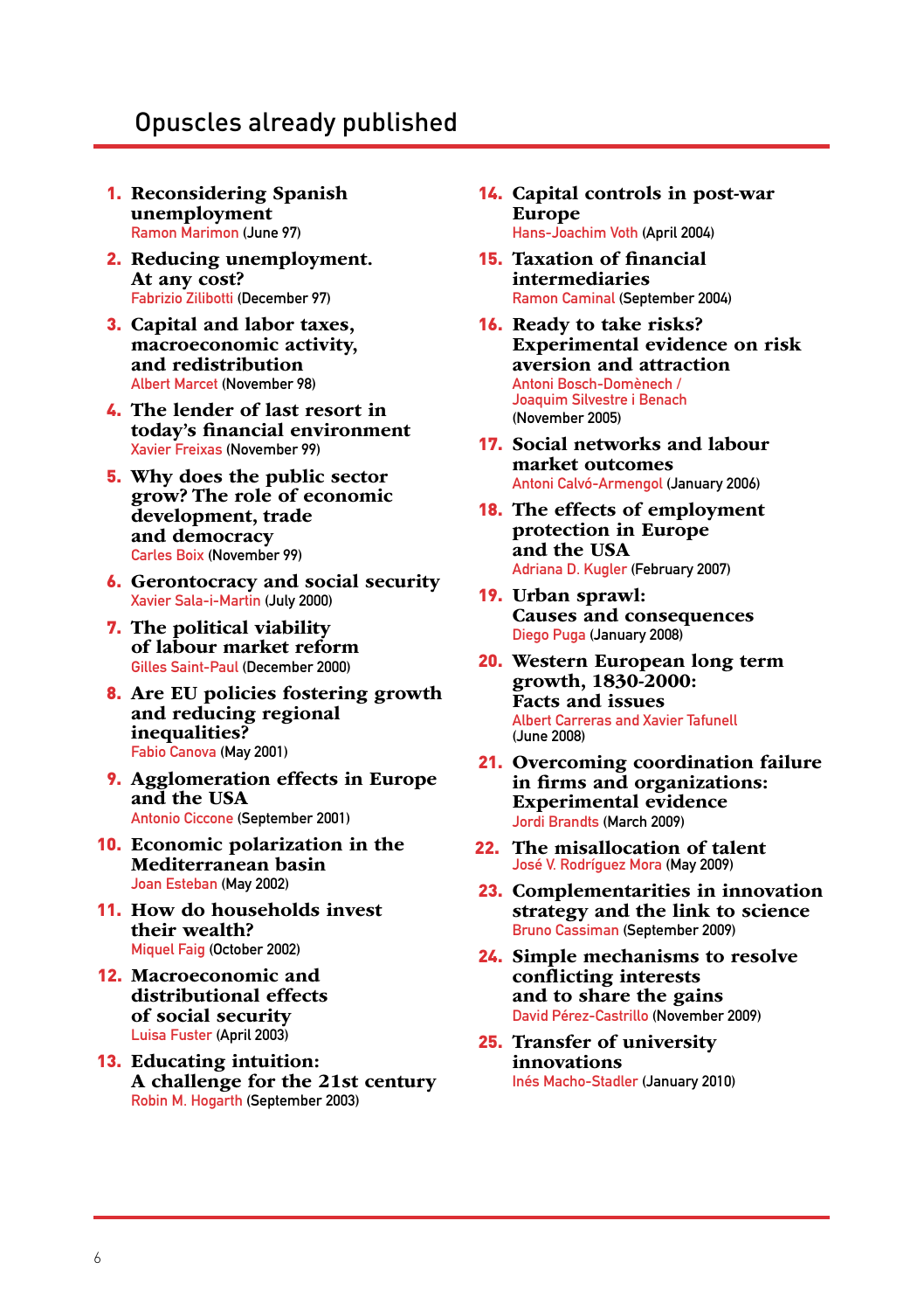## Opuscles already published

1. **Reconsidering Spanish unemployment**
   Ramon Marimon (June 97)
2. **Reducing unemployment. At any cost?**
   Fabrizio Zilibotti (December 97)
3. **Capital and labor taxes, macroeconomic activity, and redistribution**
   Albert Marcet (November 98)
4. **The lender of last resort in today's financial environment**
   Xavier Freixas (November 99)
5. **Why does the public sector grow? The role of economic development, trade and democracy**
   Carles Boix (November 99)
6. **Gerontocracy and social security**
   Xavier Sala-i-Martin (July 2000)
7. **The political viability of labour market reform**
   Gilles Saint-Paul (December 2000)
8. **Are EU policies fostering growth and reducing regional inequalities?**
   Fabio Canova (May 2001)
9. **Agglomeration effects in Europe and the USA**
   Antonio Ciccone (September 2001)
10. **Economic polarization in the Mediterranean basin**
    Joan Esteban (May 2002)
11. **How do households invest their wealth?**
    Miquel Faig (October 2002)
12. **Macroeconomic and distributional effects of social security**
    Luisa Fuster (April 2003)
13. **Educating intuition: A challenge for the 21st century**
    Robin M. Hogarth (September 2003)
14. **Capital controls in post-war Europe**
    Hans-Joachim Voth (April 2004)
15. **Taxation of financial intermediaries**
    Ramon Caminal (September 2004)
16. **Ready to take risks? Experimental evidence on risk aversion and attraction**
    Antoni Bosch-Domènech / Joaquim Silvestre i Benach (November 2005)
17. **Social networks and labour market outcomes**
    Antoni Calvó-Armengol (January 2006)
18. **The effects of employment protection in Europe and the USA**
    Adriana D. Kugler (February 2007)
19. **Urban sprawl: Causes and consequences**
    Diego Puga (January 2008)
20. **Western European long term growth, 1830-2000: Facts and issues**
    Albert Carreras and Xavier Tafunell (June 2008)
21. **Overcoming coordination failure in firms and organizations: Experimental evidence**
    Jordi Brandts (March 2009)
22. **The misallocation of talent**
    José V. Rodríguez Mora (May 2009)
23. **Complementarities in innovation strategy and the link to science**
    Bruno Cassiman (September 2009)
24. **Simple mechanisms to resolve conflicting interests and to share the gains**
    David Pérez-Castrillo (November 2009)
25. **Transfer of university innovations**
    Inés Macho-Stadler (January 2010)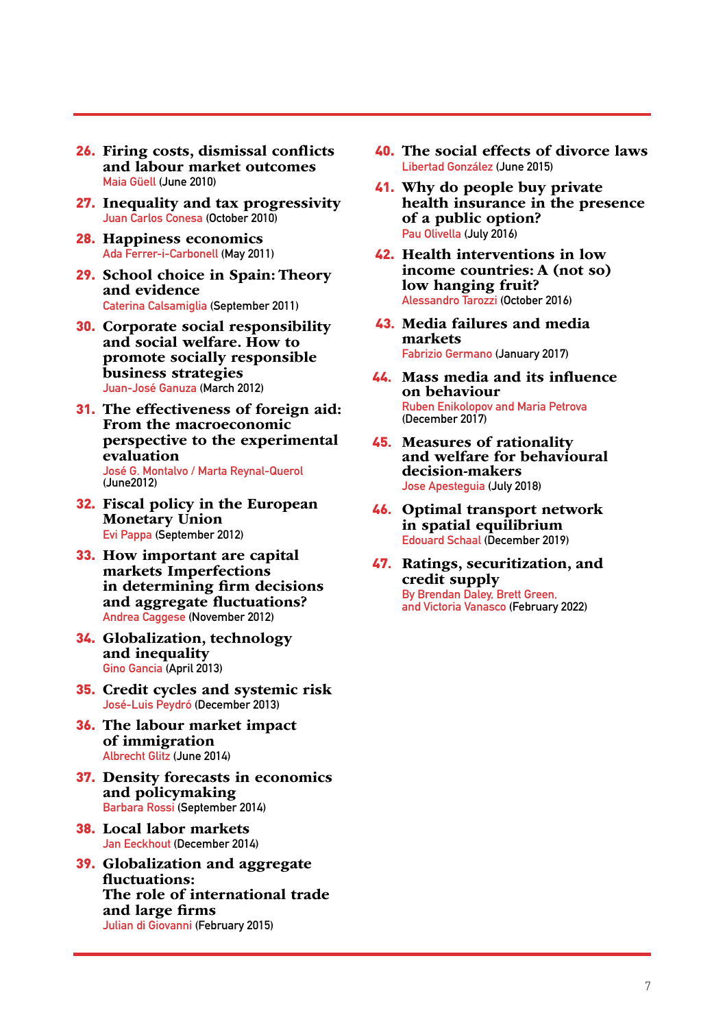**26. Firing costs, dismissal conflicts and labour market outcomes**
Maia Güell (June 2010)

**27. Inequality and tax progressivity**
Juan Carlos Conesa (October 2010)

**28. Happiness economics**
Ada Ferrer-i-Carbonell (May 2011)

**29. School choice in Spain: Theory and evidence**
Caterina Calsamiglia (September 2011)

**30. Corporate social responsibility and social welfare. How to promote socially responsible business strategies**
Juan-José Ganuza (March 2012)

**31. The effectiveness of foreign aid: From the macroeconomic perspective to the experimental evaluation**
José G. Montalvo / Marta Reynal-Querol
(June2012)

**32. Fiscal policy in the European Monetary Union**
Evi Pappa (September 2012)

**33. How important are capital markets Imperfections in determining firm decisions and aggregate fluctuations?**
Andrea Caggese (November 2012)

**34. Globalization, technology and inequality**
Gino Gancia (April 2013)

**35. Credit cycles and systemic risk**
José-Luis Peydró (December 2013)

**36. The labour market impact of immigration**
Albrecht Glitz (June 2014)

**37. Density forecasts in economics and policymaking**
Barbara Rossi (September 2014)

**38. Local labor markets**
Jan Eeckhout (December 2014)

**39. Globalization and aggregate fluctuations: The role of international trade and large firms**
Julian di Giovanni (February 2015)

**40. The social effects of divorce laws**
Libertad González (June 2015)

**41. Why do people buy private health insurance in the presence of a public option?**
Pau Olivella (July 2016)

**42. Health interventions in low income countries: A (not so) low hanging fruit?**
Alessandro Tarozzi (October 2016)

**43. Media failures and media markets**
Fabrizio Germano (January 2017)

**44. Mass media and its influence on behaviour**
Ruben Enikolopov and Maria Petrova
(December 2017)

**45. Measures of rationality and welfare for behavioural decision-makers**
Jose Apesteguia (July 2018)

**46. Optimal transport network in spatial equilibrium**
Edouard Schaal (December 2019)

**47. Ratings, securitization, and credit supply**
By Brendan Daley, Brett Green, and Victoria Vanasco (February 2022)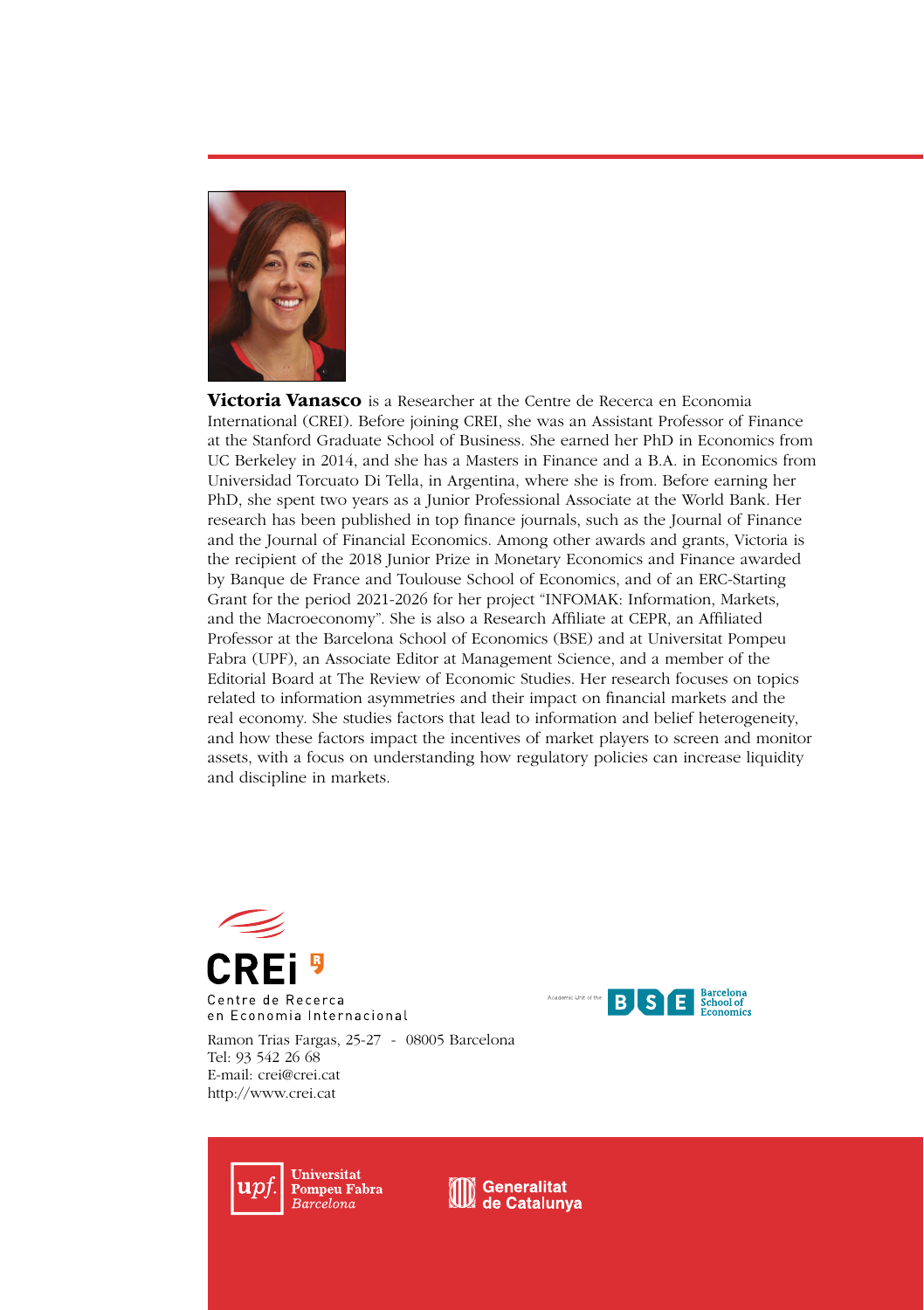**Victoria Vanasco** is a Researcher at the Centre de Recerca en Economia International (CREI). Before joining CREI, she was an Assistant Professor of Finance at the Stanford Graduate School of Business. She earned her PhD in Economics from UC Berkeley in 2014, and she has a Masters in Finance and a B.A. in Economics from Universidad Torcuato Di Tella, in Argentina, where she is from. Before earning her PhD, she spent two years as a Junior Professional Associate at the World Bank. Her research has been published in top finance journals, such as the Journal of Finance and the Journal of Financial Economics. Among other awards and grants, Victoria is the recipient of the 2018 Junior Prize in Monetary Economics and Finance awarded by Banque de France and Toulouse School of Economics, and of an ERC-Starting Grant for the period 2021-2026 for her project "INFOMAK: Information, Markets, and the Macroeconomy". She is also a Research Affiliate at CEPR, an Affiliated Professor at the Barcelona School of Economics (BSE) and at Universitat Pompeu Fabra (UPF), an Associate Editor at Management Science, and a member of the Editorial Board at The Review of Economic Studies. Her research focuses on topics related to information asymmetries and their impact on financial markets and the real economy. She studies factors that lead to information and belief heterogeneity, and how these factors impact the incentives of market players to screen and monitor assets, with a focus on understanding how regulatory policies can increase liquidity and discipline in markets.

CREi

Centre de Recerca en Economia Internacional

Academic Unit of the BSE Barcelona School of Economics

Ramon Trias Fargas, 25-27 - 08005 Barcelona
Tel: 93 542 26 68
E-mail: crei@crei.cat
http://www.crei.cat

upf. Universitat Pompeu Fabra Barcelona

Generalitat de Catalunya